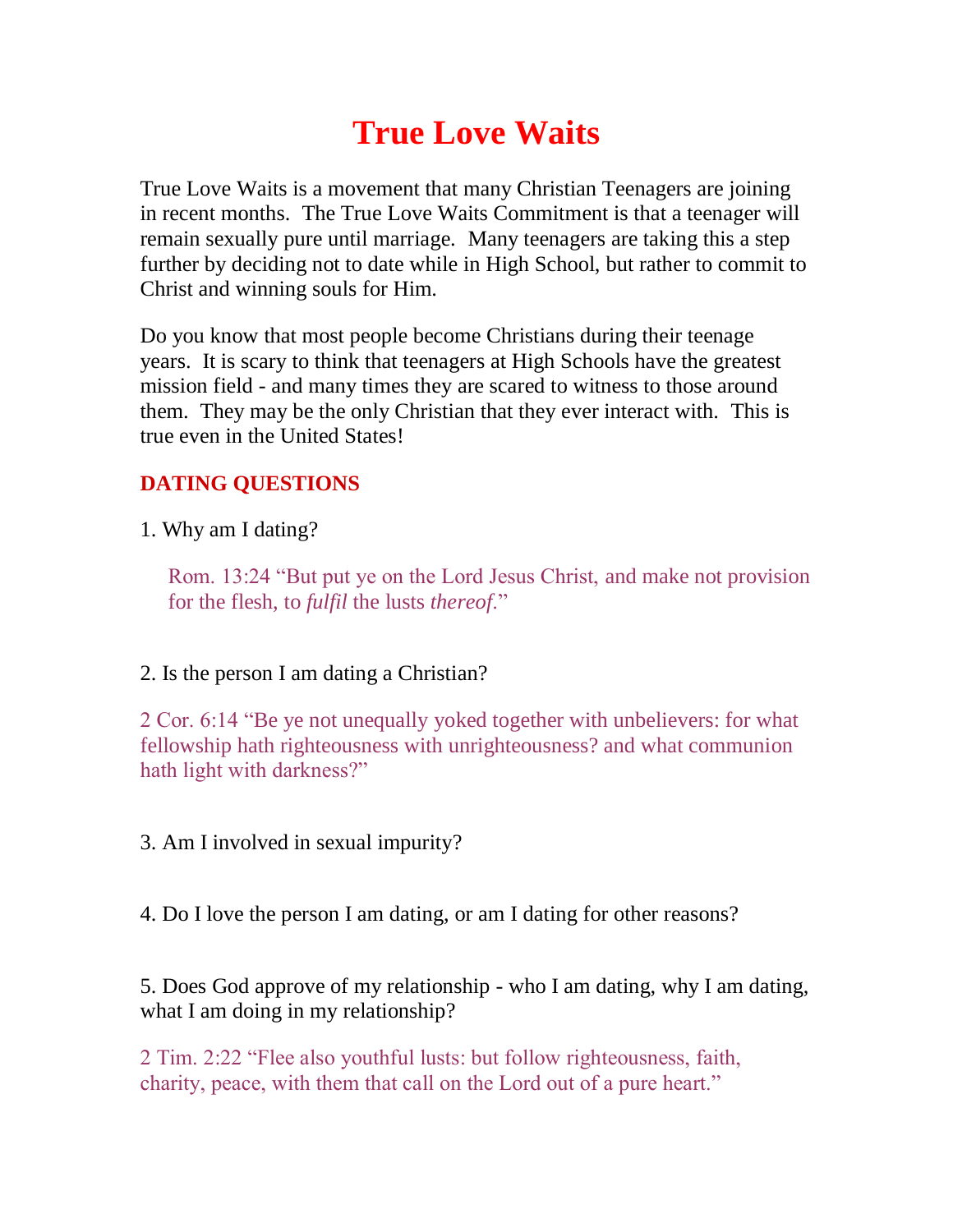# True Love Waits

True Love Waits is a movement that many Christian Teenagers are joining in recent months. The True Love Waits Commitment is that a teenager will remain sexually pure until marriage. Many teenagers are taking this a step further by deciding not to date while in High School, but rather to commit to Christ and winning souls for Him.

Do you know that most people become Christians during their teenage years. It is scary to think that teenagers at High Schools have the greatest mission field - and many times they are scared to witness to those around them. They may be the only Christian that they ever interact with. This is true even in the United States!

## DATING QUESTIONS

1. Why am I dating?

> Rom. 13:24 "But put ye on the Lord Jesus Christ, and make not provision for the flesh, to *fulfil* the lusts *thereof*."

2. Is the person I am dating a Christian?

2 Cor. 6:14 "Be ye not unequally yoked together with unbelievers: for what fellowship hath righteousness with unrighteousness? and what communion hath light with darkness?"

3. Am I involved in sexual impurity?

4. Do I love the person I am dating, or am I dating for other reasons?

5. Does God approve of my relationship - who I am dating, why I am dating, what I am doing in my relationship?

2 Tim. 2:22 "Flee also youthful lusts: but follow righteousness, faith, charity, peace, with them that call on the Lord out of a pure heart."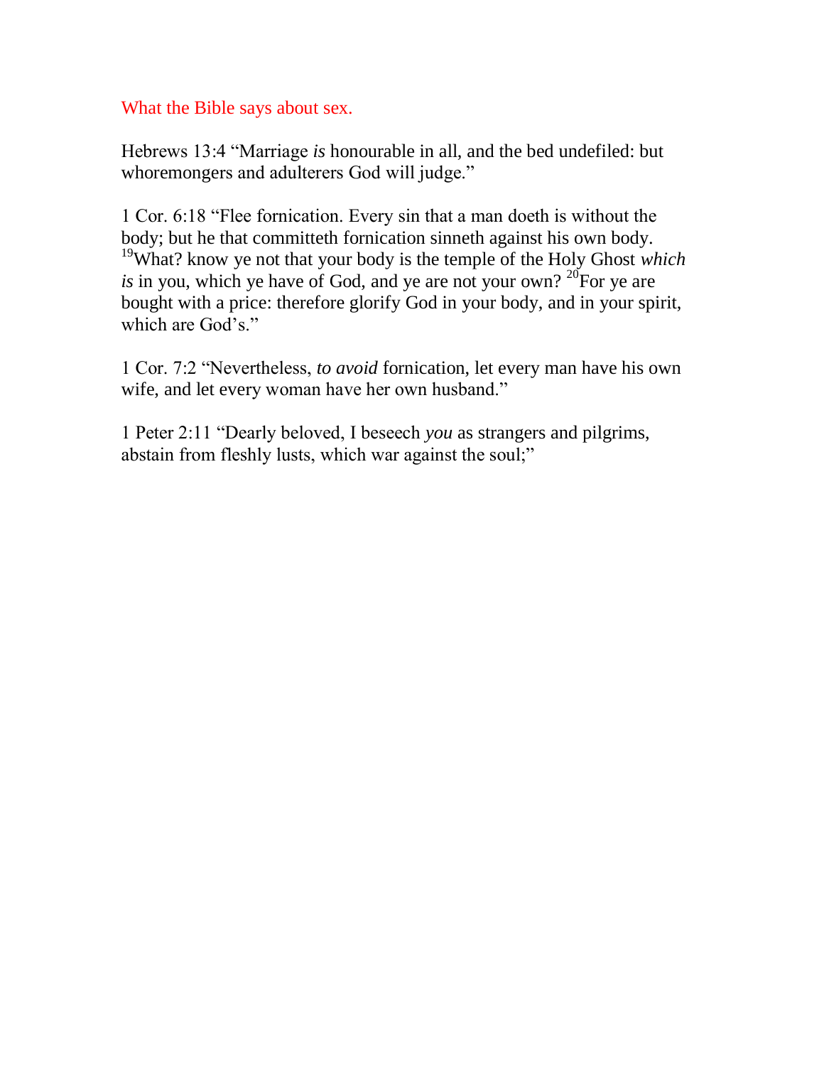What the Bible says about sex.

Hebrews 13:4 "Marriage *is* honourable in all, and the bed undefiled: but whoremongers and adulterers God will judge."

1 Cor. 6:18 "Flee fornication. Every sin that a man doeth is without the body; but he that committeth fornication sinneth against his own body. [19]What? know ye not that your body is the temple of the Holy Ghost *which is* in you, which ye have of God, and ye are not your own? [20]For ye are bought with a price: therefore glorify God in your body, and in your spirit, which are God's."

1 Cor. 7:2 "Nevertheless, *to avoid* fornication, let every man have his own wife, and let every woman have her own husband."

1 Peter 2:11 "Dearly beloved, I beseech *you* as strangers and pilgrims, abstain from fleshly lusts, which war against the soul;"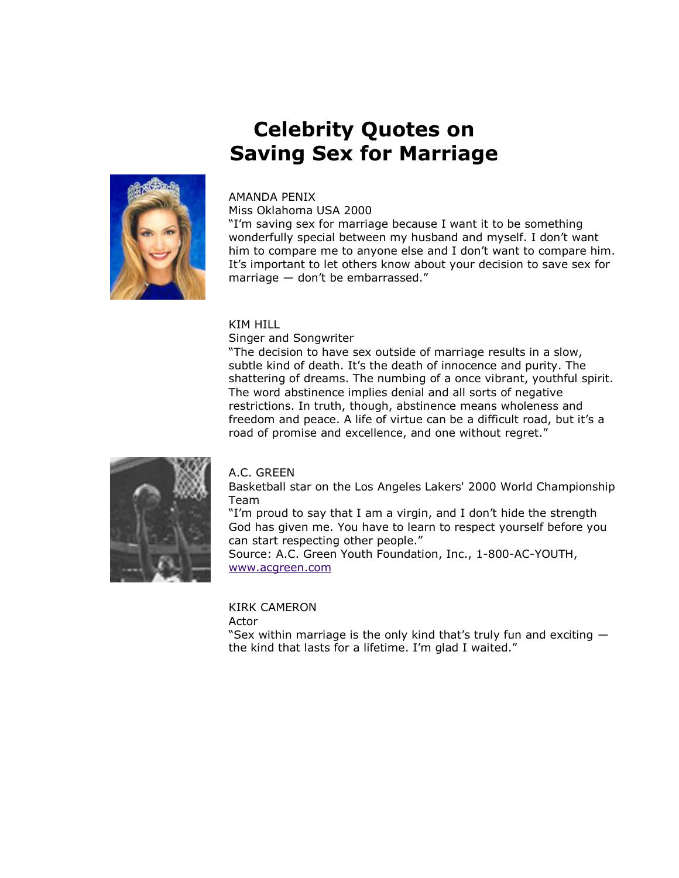# Celebrity Quotes on Saving Sex for Marriage

AMANDA PENIX
Miss Oklahoma USA 2000
"I'm saving sex for marriage because I want it to be something wonderfully special between my husband and myself. I don't want him to compare me to anyone else and I don't want to compare him. It's important to let others know about your decision to save sex for marriage — don't be embarrassed."

KIM HILL
Singer and Songwriter
"The decision to have sex outside of marriage results in a slow, subtle kind of death. It's the death of innocence and purity. The shattering of dreams. The numbing of a once vibrant, youthful spirit. The word abstinence implies denial and all sorts of negative restrictions. In truth, though, abstinence means wholeness and freedom and peace. A life of virtue can be a difficult road, but it's a road of promise and excellence, and one without regret."

A.C. GREEN
Basketball star on the Los Angeles Lakers' 2000 World Championship Team
"I'm proud to say that I am a virgin, and I don't hide the strength God has given me. You have to learn to respect yourself before you can start respecting other people."
Source: A.C. Green Youth Foundation, Inc., 1-800-AC-YOUTH, [www.acgreen.com](http://www.acgreen.com)

KIRK CAMERON
Actor
"Sex within marriage is the only kind that's truly fun and exciting — the kind that lasts for a lifetime. I'm glad I waited."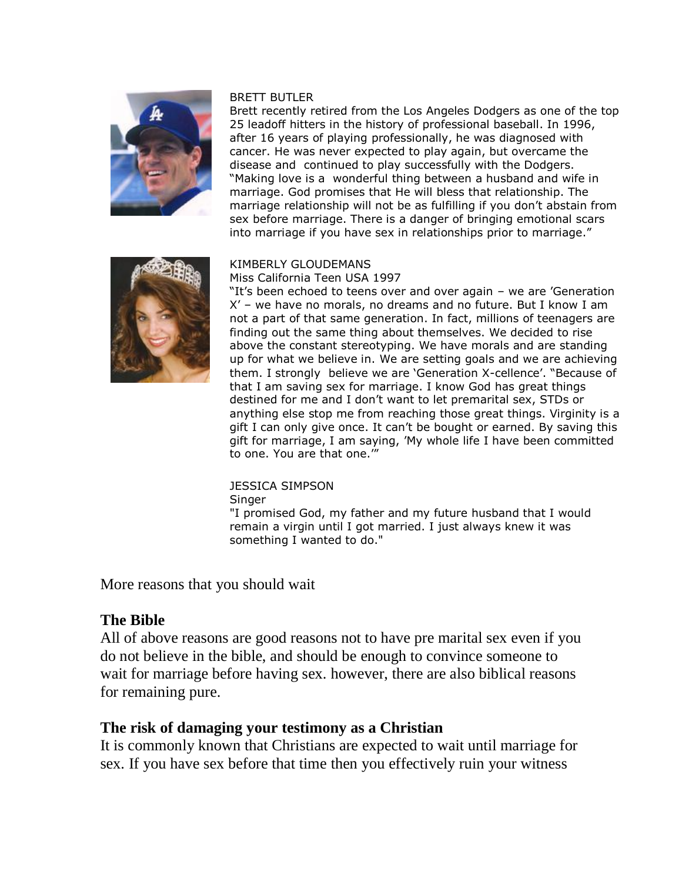BRETT BUTLER

Brett recently retired from the Los Angeles Dodgers as one of the top 25 leadoff hitters in the history of professional baseball. In 1996, after 16 years of playing professionally, he was diagnosed with cancer. He was never expected to play again, but overcame the disease and continued to play successfully with the Dodgers. "Making love is a wonderful thing between a husband and wife in marriage. God promises that He will bless that relationship. The marriage relationship will not be as fulfilling if you don't abstain from sex before marriage. There is a danger of bringing emotional scars into marriage if you have sex in relationships prior to marriage."

KIMBERLY GLOUDEMANS

Miss California Teen USA 1997

"It's been echoed to teens over and over again – we are 'Generation X' – we have no morals, no dreams and no future. But I know I am not a part of that same generation. In fact, millions of teenagers are finding out the same thing about themselves. We decided to rise above the constant stereotyping. We have morals and are standing up for what we believe in. We are setting goals and we are achieving them. I strongly believe we are 'Generation X-cellence'. "Because of that I am saving sex for marriage. I know God has great things destined for me and I don't want to let premarital sex, STDs or anything else stop me from reaching those great things. Virginity is a gift I can only give once. It can't be bought or earned. By saving this gift for marriage, I am saying, 'My whole life I have been committed to one. You are that one.'"

JESSICA SIMPSON

Singer

"I promised God, my father and my future husband that I would remain a virgin until I got married. I just always knew it was something I wanted to do."

More reasons that you should wait

## The Bible

All of above reasons are good reasons not to have pre marital sex even if you do not believe in the bible, and should be enough to convince someone to wait for marriage before having sex. however, there are also biblical reasons for remaining pure.

## The risk of damaging your testimony as a Christian

It is commonly known that Christians are expected to wait until marriage for sex. If you have sex before that time then you effectively ruin your witness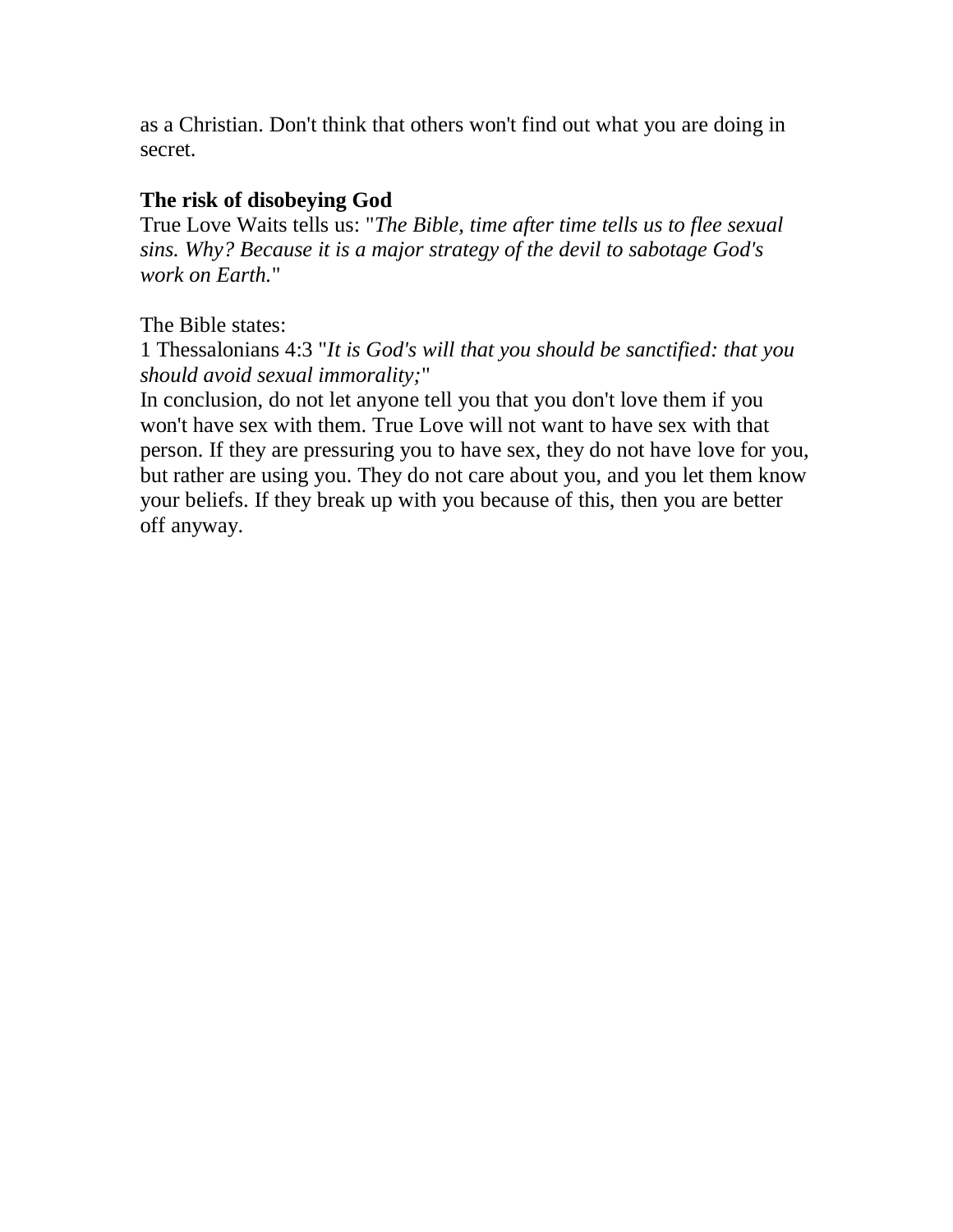as a Christian. Don't think that others won't find out what you are doing in secret.

**The risk of disobeying God**
True Love Waits tells us: "*The Bible, time after time tells us to flee sexual sins. Why? Because it is a major strategy of the devil to sabotage God's work on Earth.*"

The Bible states:
1 Thessalonians 4:3 "*It is God's will that you should be sanctified: that you should avoid sexual immorality;*"
In conclusion, do not let anyone tell you that you don't love them if you won't have sex with them. True Love will not want to have sex with that person. If they are pressuring you to have sex, they do not have love for you, but rather are using you. They do not care about you, and you let them know your beliefs. If they break up with you because of this, then you are better off anyway.